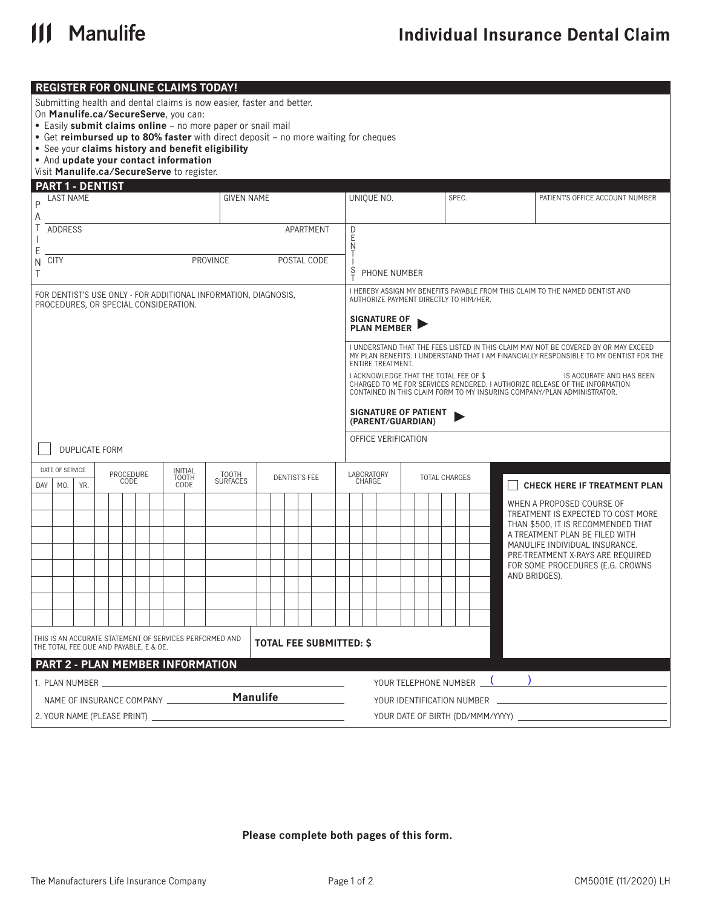Manulife

# Individual Insurance Dental Claim

## REGISTER FOR ONLINE CLAIMS TODAY!

Submitting health and dental claims is now easier, faster and better.
On **Manulife.ca/SecureServe**, you can:

- Easily **submit claims online** – no more paper or snail mail
- Get **reimbursed up to 80% faster** with direct deposit – no more waiting for cheques
- See your **claims history and benefit eligibility**
- And **update your contact information**

Visit **Manulife.ca/SecureServe** to register.

## PART 1 - DENTIST

**PATIENT**

| LAST NAME | GIVEN NAME |
|---|---|
| | |

| ADDRESS | APARTMENT |
|---|---|
| | |

| CITY | PROVINCE | POSTAL CODE |
|---|---|---|
| | | |

**DENTIST**

| UNIQUE NO. | SPEC. | PATIENT'S OFFICE ACCOUNT NUMBER |
|---|---|---|
| | | |

PHONE NUMBER

FOR DENTIST'S USE ONLY - FOR ADDITIONAL INFORMATION, DIAGNOSIS, PROCEDURES, OR SPECIAL CONSIDERATION.

☐ DUPLICATE FORM

I HEREBY ASSIGN MY BENEFITS PAYABLE FROM THIS CLAIM TO THE NAMED DENTIST AND AUTHORIZE PAYMENT DIRECTLY TO HIM/HER.

**SIGNATURE OF PLAN MEMBER** ▶

I UNDERSTAND THAT THE FEES LISTED IN THIS CLAIM MAY NOT BE COVERED BY OR MAY EXCEED MY PLAN BENEFITS. I UNDERSTAND THAT I AM FINANCIALLY RESPONSIBLE TO MY DENTIST FOR THE ENTIRE TREATMENT.

I ACKNOWLEDGE THAT THE TOTAL FEE OF $ IS ACCURATE AND HAS BEEN CHARGED TO ME FOR SERVICES RENDERED. I AUTHORIZE RELEASE OF THE INFORMATION CONTAINED IN THIS CLAIM FORM TO MY INSURING COMPANY/PLAN ADMINISTRATOR.

**SIGNATURE OF PATIENT (PARENT/GUARDIAN)** ▶

OFFICE VERIFICATION

| DATE OF SERVICE | | | PROCEDURE CODE | INITIAL TOOTH CODE | TOOTH SURFACES | DENTIST'S FEE | LABORATORY CHARGE | TOTAL CHARGES |
|---|---|---|---|---|---|---|---|---|
| DAY | MO. | YR. | | | | | | |
| | | | | | | | | |
| | | | | | | | | |
| | | | | | | | | |
| | | | | | | | | |
| | | | | | | | | |
| | | | | | | | | |
| | | | | | | | | |
| | | | | | | | | |

THIS IS AN ACCURATE STATEMENT OF SERVICES PERFORMED AND THE TOTAL FEE DUE AND PAYABLE, E & OE.

**TOTAL FEE SUBMITTED: $**

☐ **CHECK HERE IF TREATMENT PLAN**

WHEN A PROPOSED COURSE OF TREATMENT IS EXPECTED TO COST MORE THAN $500, IT IS RECOMMENDED THAT A TREATMENT PLAN BE FILED WITH MANULIFE INDIVIDUAL INSURANCE. PRE-TREATMENT X-RAYS ARE REQUIRED FOR SOME PROCEDURES (E.G. CROWNS AND BRIDGES).

## PART 2 - PLAN MEMBER INFORMATION

1. PLAN NUMBER ______________________

NAME OF INSURANCE COMPANY **Manulife**

2. YOUR NAME (PLEASE PRINT) ______________________

YOUR TELEPHONE NUMBER ( ) ______________________

YOUR IDENTIFICATION NUMBER ______________________

YOUR DATE OF BIRTH (DD/MMM/YYYY) ______________________

**Please complete both pages of this form.**

The Manufacturers Life Insurance Company

CM5001E (11/2020) LH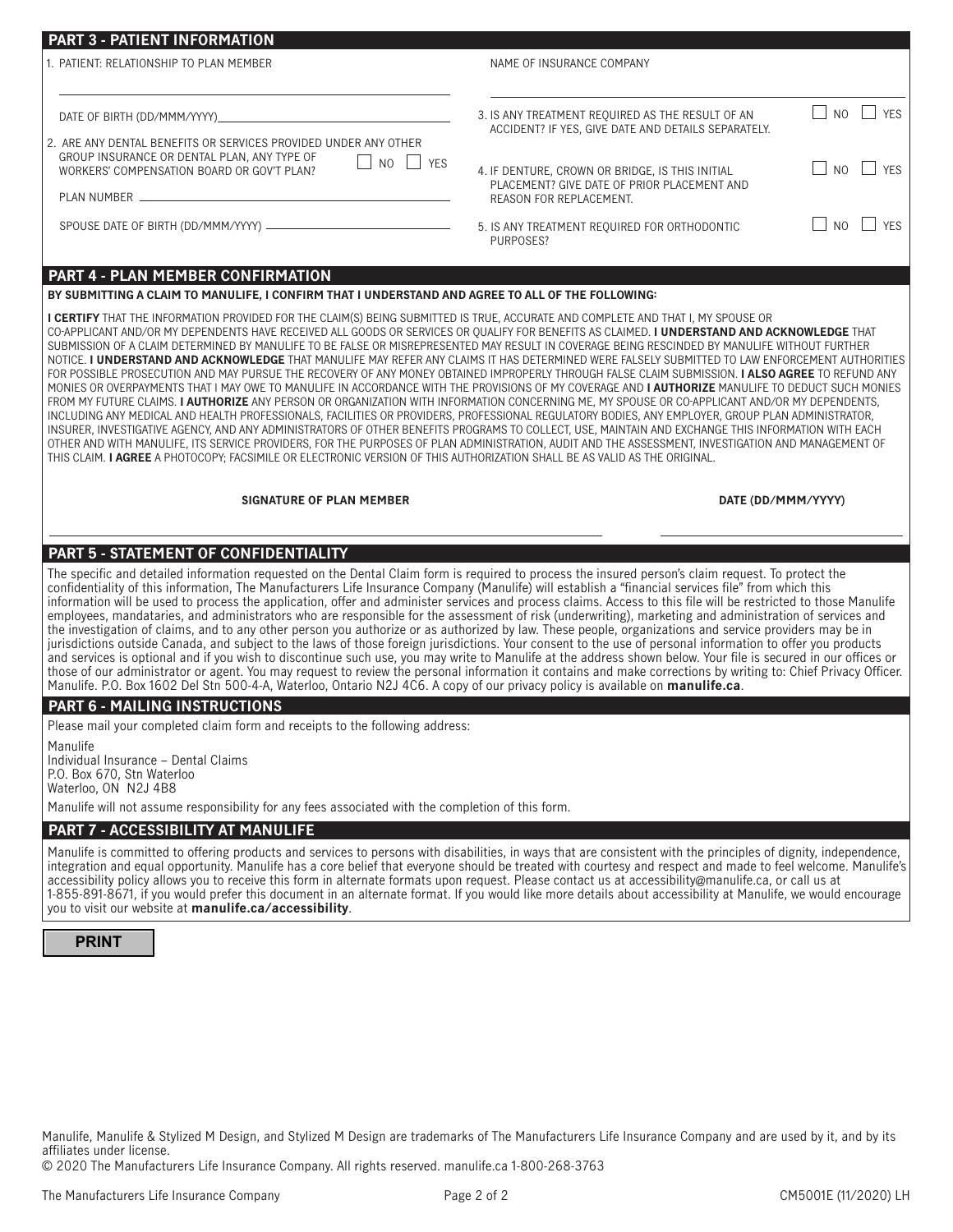## PART 3 - PATIENT INFORMATION

1. PATIENT: RELATIONSHIP TO PLAN MEMBER

DATE OF BIRTH (DD/MMM/YYYY) \_\_\_\_\_\_\_\_\_\_

2. ARE ANY DENTAL BENEFITS OR SERVICES PROVIDED UNDER ANY OTHER GROUP INSURANCE OR DENTAL PLAN, ANY TYPE OF WORKERS' COMPENSATION BOARD OR GOV'T PLAN? ☐ NO ☐ YES

PLAN NUMBER \_\_\_\_\_\_\_\_\_\_

SPOUSE DATE OF BIRTH (DD/MMM/YYYY) \_\_\_\_\_\_\_\_\_\_

NAME OF INSURANCE COMPANY

3. IS ANY TREATMENT REQUIRED AS THE RESULT OF AN ACCIDENT? IF YES, GIVE DATE AND DETAILS SEPARATELY. ☐ NO ☐ YES

4. IF DENTURE, CROWN OR BRIDGE, IS THIS INITIAL PLACEMENT? GIVE DATE OF PRIOR PLACEMENT AND REASON FOR REPLACEMENT. ☐ NO ☐ YES

5. IS ANY TREATMENT REQUIRED FOR ORTHODONTIC PURPOSES? ☐ NO ☐ YES

## PART 4 - PLAN MEMBER CONFIRMATION

**BY SUBMITTING A CLAIM TO MANULIFE, I CONFIRM THAT I UNDERSTAND AND AGREE TO ALL OF THE FOLLOWING:**

**I CERTIFY** THAT THE INFORMATION PROVIDED FOR THE CLAIM(S) BEING SUBMITTED IS TRUE, ACCURATE AND COMPLETE AND THAT I, MY SPOUSE OR CO-APPLICANT AND/OR MY DEPENDENTS HAVE RECEIVED ALL GOODS OR SERVICES OR QUALIFY FOR BENEFITS AS CLAIMED. **I UNDERSTAND AND ACKNOWLEDGE** THAT SUBMISSION OF A CLAIM DETERMINED BY MANULIFE TO BE FALSE OR MISREPRESENTED MAY RESULT IN COVERAGE BEING RESCINDED BY MANULIFE WITHOUT FURTHER NOTICE. **I UNDERSTAND AND ACKNOWLEDGE** THAT MANULIFE MAY REFER ANY CLAIMS IT HAS DETERMINED WERE FALSELY SUBMITTED TO LAW ENFORCEMENT AUTHORITIES FOR POSSIBLE PROSECUTION AND MAY PURSUE THE RECOVERY OF ANY MONEY OBTAINED IMPROPERLY THROUGH FALSE CLAIM SUBMISSION. **I ALSO AGREE** TO REFUND ANY MONIES OR OVERPAYMENTS THAT I MAY OWE TO MANULIFE IN ACCORDANCE WITH THE PROVISIONS OF MY COVERAGE AND **I AUTHORIZE** MANULIFE TO DEDUCT SUCH MONIES FROM MY FUTURE CLAIMS. **I AUTHORIZE** ANY PERSON OR ORGANIZATION WITH INFORMATION CONCERNING ME, MY SPOUSE OR CO-APPLICANT AND/OR MY DEPENDENTS, INCLUDING ANY MEDICAL AND HEALTH PROFESSIONALS, FACILITIES OR PROVIDERS, PROFESSIONAL REGULATORY BODIES, ANY EMPLOYER, GROUP PLAN ADMINISTRATOR, INSURER, INVESTIGATIVE AGENCY, AND ANY ADMINISTRATORS OF OTHER BENEFITS PROGRAMS TO COLLECT, USE, MAINTAIN AND EXCHANGE THIS INFORMATION WITH EACH OTHER AND WITH MANULIFE, ITS SERVICE PROVIDERS, FOR THE PURPOSES OF PLAN ADMINISTRATION, AUDIT AND THE ASSESSMENT, INVESTIGATION AND MANAGEMENT OF THIS CLAIM. **I AGREE** A PHOTOCOPY; FACSIMILE OR ELECTRONIC VERSION OF THIS AUTHORIZATION SHALL BE AS VALID AS THE ORIGINAL.

**SIGNATURE OF PLAN MEMBER** \_\_\_\_\_\_\_\_\_\_ **DATE (DD/MMM/YYYY)** \_\_\_\_\_\_\_\_\_\_

## PART 5 - STATEMENT OF CONFIDENTIALITY

The specific and detailed information requested on the Dental Claim form is required to process the insured person's claim request. To protect the confidentiality of this information, The Manufacturers Life Insurance Company (Manulife) will establish a "financial services file" from which this information will be used to process the application, offer and administer services and process claims. Access to this file will be restricted to those Manulife employees, mandataries, and administrators who are responsible for the assessment of risk (underwriting), marketing and administration of services and the investigation of claims, and to any other person you authorize or as authorized by law. These people, organizations and service providers may be in jurisdictions outside Canada, and subject to the laws of those foreign jurisdictions. Your consent to the use of personal information to offer you products and services is optional and if you wish to discontinue such use, you may write to Manulife at the address shown below. Your file is secured in our offices or those of our administrator or agent. You may request to review the personal information it contains and make corrections by writing to: Chief Privacy Officer. Manulife. P.O. Box 1602 Del Stn 500-4-A, Waterloo, Ontario N2J 4C6. A copy of our privacy policy is available on **manulife.ca**.

## PART 6 - MAILING INSTRUCTIONS

Please mail your completed claim form and receipts to the following address:

Manulife
Individual Insurance – Dental Claims
P.O. Box 670, Stn Waterloo
Waterloo, ON N2J 4B8

Manulife will not assume responsibility for any fees associated with the completion of this form.

## PART 7 - ACCESSIBILITY AT MANULIFE

Manulife is committed to offering products and services to persons with disabilities, in ways that are consistent with the principles of dignity, independence, integration and equal opportunity. Manulife has a core belief that everyone should be treated with courtesy and respect and made to feel welcome. Manulife's accessibility policy allows you to receive this form in alternate formats upon request. Please contact us at accessibility@manulife.ca, or call us at 1-855-891-8671, if you would prefer this document in an alternate format. If you would like more details about accessibility at Manulife, we would encourage you to visit our website at **manulife.ca/accessibility**.

**PRINT**

Manulife, Manulife & Stylized M Design, and Stylized M Design are trademarks of The Manufacturers Life Insurance Company and are used by it, and by its affiliates under license.
© 2020 The Manufacturers Life Insurance Company. All rights reserved. manulife.ca 1-800-268-3763

The Manufacturers Life Insurance Company CM5001E (11/2020) LH